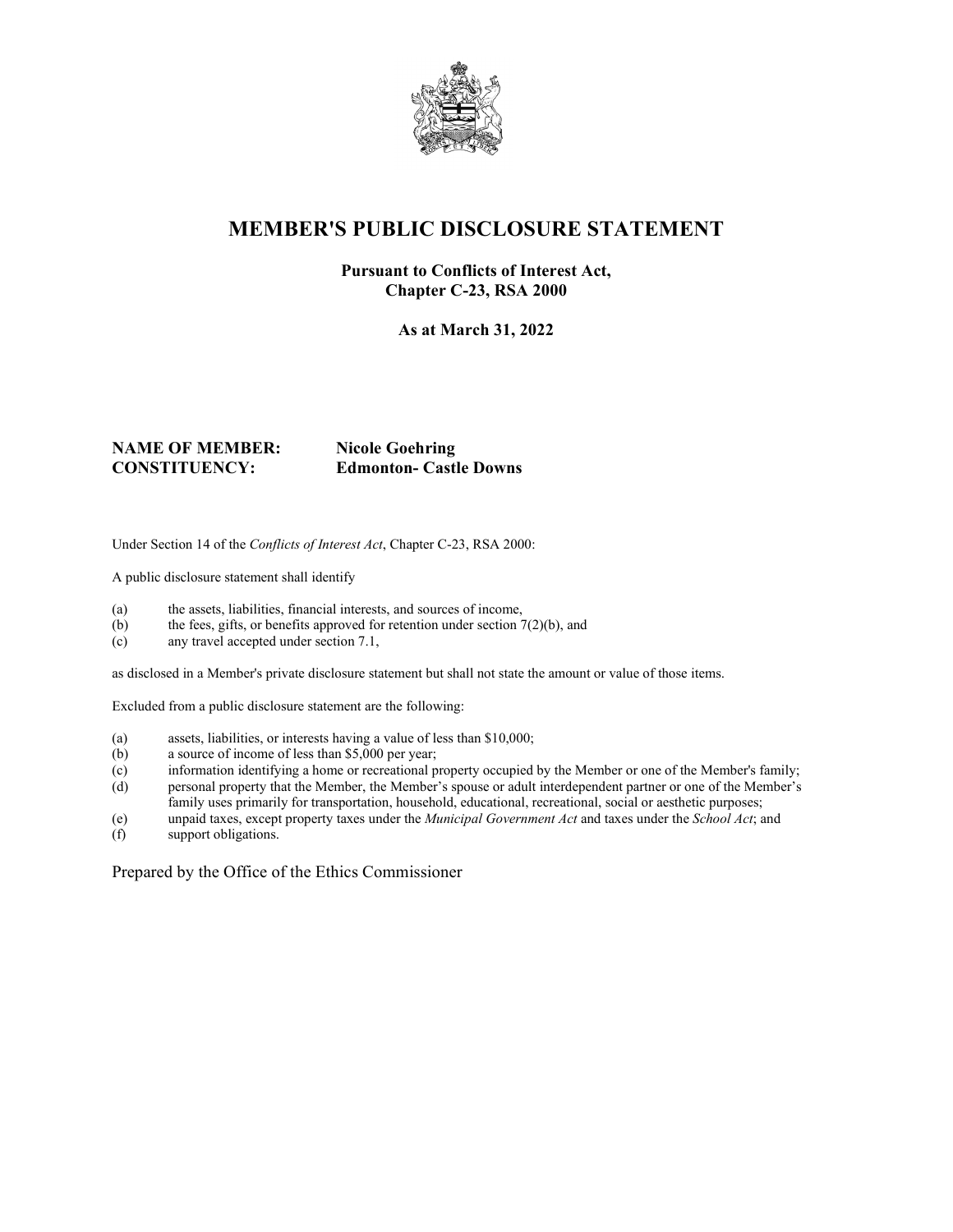# MEMBER'S PUBLIC DISCLOSURE STATEMENT

**Pursuant to Conflicts of Interest Act,**
**Chapter C-23, RSA 2000**

**As at March 31, 2022**

**NAME OF MEMBER:** **Nicole Goehring**
**CONSTITUENCY:** **Edmonton- Castle Downs**

Under Section 14 of the *Conflicts of Interest Act*, Chapter C-23, RSA 2000:

A public disclosure statement shall identify

(a) the assets, liabilities, financial interests, and sources of income,
(b) the fees, gifts, or benefits approved for retention under section 7(2)(b), and
(c) any travel accepted under section 7.1,

as disclosed in a Member's private disclosure statement but shall not state the amount or value of those items.

Excluded from a public disclosure statement are the following:

(a) assets, liabilities, or interests having a value of less than $10,000;
(b) a source of income of less than $5,000 per year;
(c) information identifying a home or recreational property occupied by the Member or one of the Member's family;
(d) personal property that the Member, the Member's spouse or adult interdependent partner or one of the Member's family uses primarily for transportation, household, educational, recreational, social or aesthetic purposes;
(e) unpaid taxes, except property taxes under the *Municipal Government Act* and taxes under the *School Act*; and
(f) support obligations.

Prepared by the Office of the Ethics Commissioner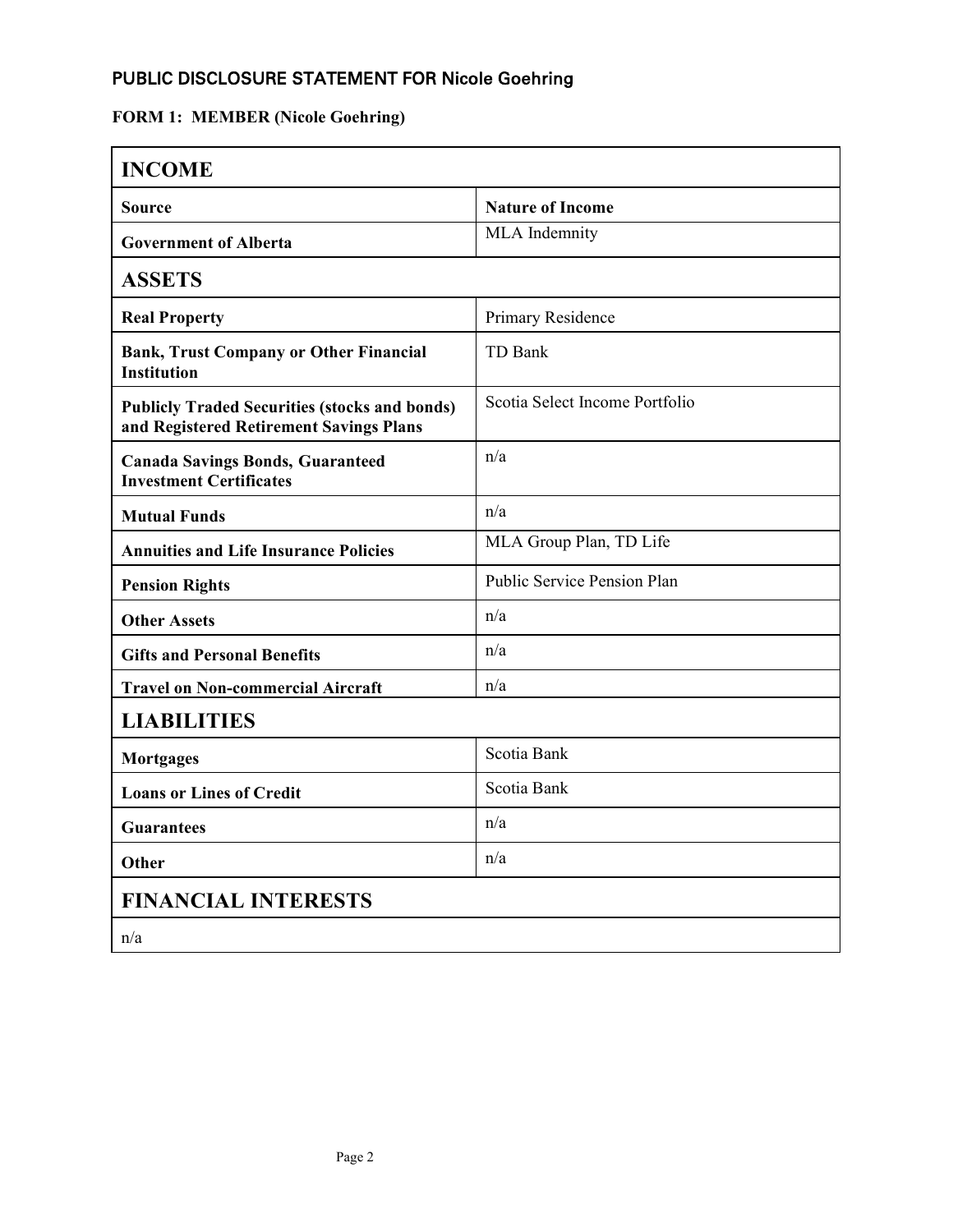## PUBLIC DISCLOSURE STATEMENT FOR Nicole Goehring

**FORM 1: MEMBER (Nicole Goehring)**

| | |
|---|---|
| **INCOME** | |
| **Source** | **Nature of Income** |
| **Government of Alberta** | MLA Indemnity |
| **ASSETS** | |
| **Real Property** | Primary Residence |
| **Bank, Trust Company or Other Financial Institution** | TD Bank |
| **Publicly Traded Securities (stocks and bonds) and Registered Retirement Savings Plans** | Scotia Select Income Portfolio |
| **Canada Savings Bonds, Guaranteed Investment Certificates** | n/a |
| **Mutual Funds** | n/a |
| **Annuities and Life Insurance Policies** | MLA Group Plan, TD Life |
| **Pension Rights** | Public Service Pension Plan |
| **Other Assets** | n/a |
| **Gifts and Personal Benefits** | n/a |
| **Travel on Non-commercial Aircraft** | n/a |
| **LIABILITIES** | |
| **Mortgages** | Scotia Bank |
| **Loans or Lines of Credit** | Scotia Bank |
| **Guarantees** | n/a |
| **Other** | n/a |
| **FINANCIAL INTERESTS** | |
| n/a | |